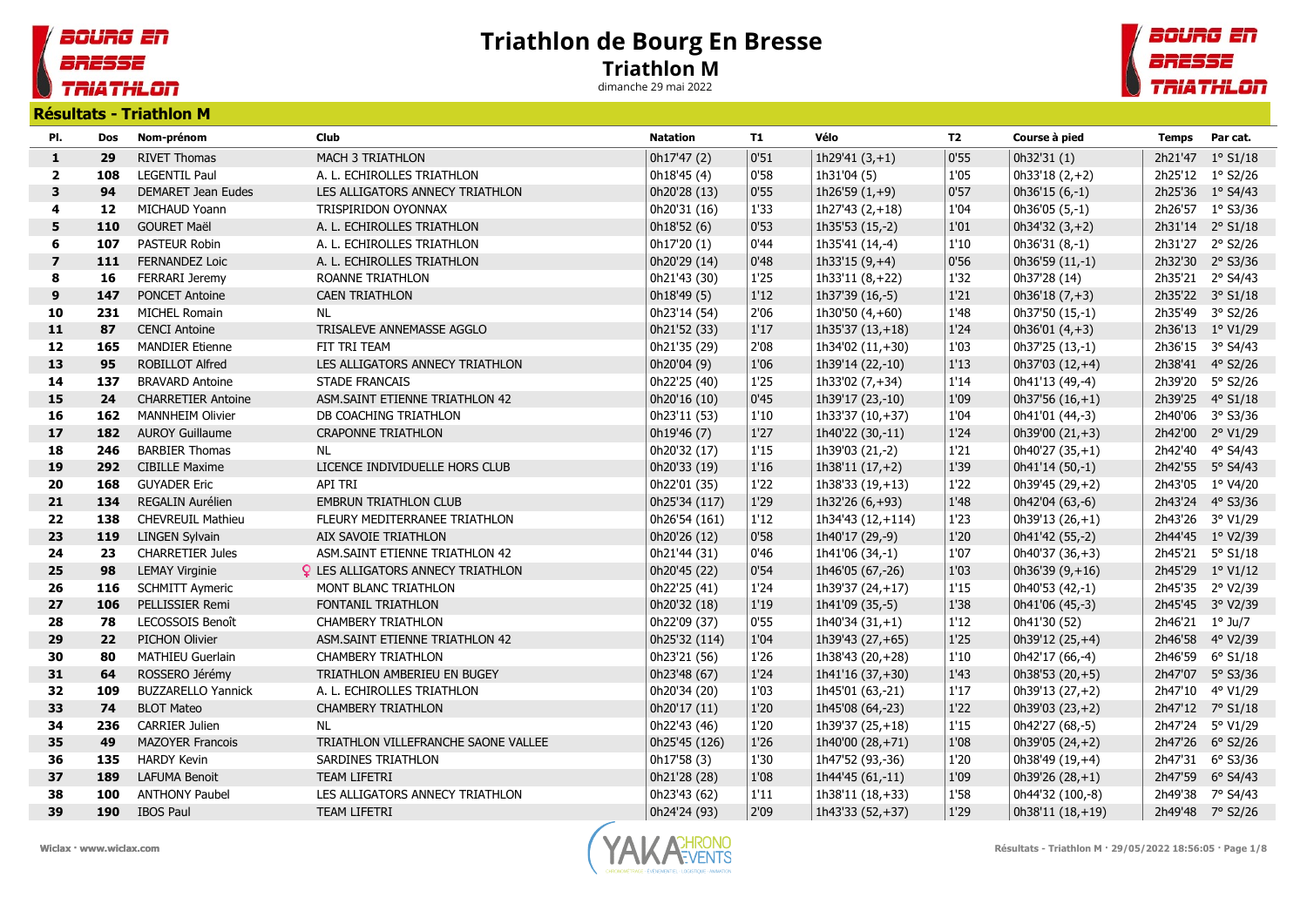# Triathlon de Bourg En Bresse

## Triathlon M

dimanche 29 mai 2022

### Résultats - Triathlon M

| Pl. | Dos | Nom-prénom | Club | Natation | T1 | Vélo | T2 | Course à pied | Temps | Par cat. |
|---|---|---|---|---|---|---|---|---|---|---|
| 1 | 29 | RIVET Thomas | MACH 3 TRIATHLON | 0h17'47 (2) | 0'51 | 1h29'41 (3,+1) | 0'55 | 0h32'31 (1) | 2h21'47 | 1° S1/18 |
| 2 | 108 | LEGENTIL Paul | A. L. ECHIROLLES TRIATHLON | 0h18'45 (4) | 0'58 | 1h31'04 (5) | 1'05 | 0h33'18 (2,+2) | 2h25'12 | 1° S2/26 |
| 3 | 94 | DEMARET Jean Eudes | LES ALLIGATORS ANNECY TRIATHLON | 0h20'28 (13) | 0'55 | 1h26'59 (1,+9) | 0'57 | 0h36'15 (6,-1) | 2h25'36 | 1° S4/43 |
| 4 | 12 | MICHAUD Yoann | TRISPIRIDON OYONNAX | 0h20'31 (16) | 1'33 | 1h27'43 (2,+18) | 1'04 | 0h36'05 (5,-1) | 2h26'57 | 1° S3/36 |
| 5 | 110 | GOURET Maël | A. L. ECHIROLLES TRIATHLON | 0h18'52 (6) | 0'53 | 1h35'53 (15,-2) | 1'01 | 0h34'32 (3,+2) | 2h31'14 | 2° S1/18 |
| 6 | 107 | PASTEUR Robin | A. L. ECHIROLLES TRIATHLON | 0h17'20 (1) | 0'44 | 1h35'41 (14,-4) | 1'10 | 0h36'31 (8,-1) | 2h31'27 | 2° S2/26 |
| 7 | 111 | FERNANDEZ Loic | A. L. ECHIROLLES TRIATHLON | 0h20'29 (14) | 0'48 | 1h33'15 (9,+4) | 0'56 | 0h36'59 (11,-1) | 2h32'30 | 2° S3/36 |
| 8 | 16 | FERRARI Jeremy | ROANNE TRIATHLON | 0h21'43 (30) | 1'25 | 1h33'11 (8,+22) | 1'32 | 0h37'28 (14) | 2h35'21 | 2° S4/43 |
| 9 | 147 | PONCET Antoine | CAEN TRIATHLON | 0h18'49 (5) | 1'12 | 1h37'39 (16,-5) | 1'21 | 0h36'18 (7,+3) | 2h35'22 | 3° S1/18 |
| 10 | 231 | MICHEL Romain | NL | 0h23'14 (54) | 2'06 | 1h30'50 (4,+60) | 1'48 | 0h37'50 (15,-1) | 2h35'49 | 3° S2/26 |
| 11 | 87 | CENCI Antoine | TRISALEVE ANNEMASSE AGGLO | 0h21'52 (33) | 1'17 | 1h35'37 (13,+18) | 1'24 | 0h36'01 (4,+3) | 2h36'13 | 1° V1/29 |
| 12 | 165 | MANDIER Etienne | FIT TRI TEAM | 0h21'35 (29) | 2'08 | 1h34'02 (11,+30) | 1'03 | 0h37'25 (13,-1) | 2h36'15 | 3° S4/43 |
| 13 | 95 | ROBILLOT Alfred | LES ALLIGATORS ANNECY TRIATHLON | 0h20'04 (9) | 1'06 | 1h39'14 (22,-10) | 1'13 | 0h37'03 (12,+4) | 2h38'41 | 4° S2/26 |
| 14 | 137 | BRAVARD Antoine | STADE FRANCAIS | 0h22'25 (40) | 1'25 | 1h33'02 (7,+34) | 1'14 | 0h41'13 (49,-4) | 2h39'20 | 5° S2/26 |
| 15 | 24 | CHARRETIER Antoine | ASM.SAINT ETIENNE TRIATHLON 42 | 0h20'16 (10) | 0'45 | 1h39'17 (23,-10) | 1'09 | 0h37'56 (16,+1) | 2h39'25 | 4° S1/18 |
| 16 | 162 | MANNHEIM Olivier | DB COACHING TRIATHLON | 0h23'11 (53) | 1'10 | 1h33'37 (10,+37) | 1'04 | 0h41'01 (44,-3) | 2h40'06 | 3° S3/36 |
| 17 | 182 | AUROY Guillaume | CRAPONNE TRIATHLON | 0h19'46 (7) | 1'27 | 1h40'22 (30,-11) | 1'24 | 0h39'00 (21,+3) | 2h42'00 | 2° V1/29 |
| 18 | 246 | BARBIER Thomas | NL | 0h20'32 (17) | 1'15 | 1h39'03 (21,-2) | 1'21 | 0h40'27 (35,+1) | 2h42'40 | 4° S4/43 |
| 19 | 292 | CIBILLE Maxime | LICENCE INDIVIDUELLE HORS CLUB | 0h20'33 (19) | 1'16 | 1h38'11 (17,+2) | 1'39 | 0h41'14 (50,-1) | 2h42'55 | 5° S4/43 |
| 20 | 168 | GUYADER Eric | API TRI | 0h22'01 (35) | 1'22 | 1h38'33 (19,+13) | 1'22 | 0h39'45 (29,+2) | 2h43'05 | 1° V4/20 |
| 21 | 134 | REGALIN Aurélien | EMBRUN TRIATHLON CLUB | 0h25'34 (117) | 1'29 | 1h32'26 (6,+93) | 1'48 | 0h42'04 (63,-6) | 2h43'24 | 4° S3/36 |
| 22 | 138 | CHEVREUIL Mathieu | FLEURY MEDITERRANEE TRIATHLON | 0h26'54 (161) | 1'12 | 1h34'43 (12,+114) | 1'23 | 0h39'13 (26,+1) | 2h43'26 | 3° V1/29 |
| 23 | 119 | LINGEN Sylvain | AIX SAVOIE TRIATHLON | 0h20'26 (12) | 0'58 | 1h40'17 (29,-9) | 1'20 | 0h41'42 (55,-2) | 2h44'45 | 1° V2/39 |
| 24 | 23 | CHARRETIER Jules | ASM.SAINT ETIENNE TRIATHLON 42 | 0h21'44 (31) | 0'46 | 1h41'06 (34,-1) | 1'07 | 0h40'37 (36,+3) | 2h45'21 | 5° S1/18 |
| 25 | 98 | LEMAY Virginie | ♀ LES ALLIGATORS ANNECY TRIATHLON | 0h20'45 (22) | 0'54 | 1h46'05 (67,-26) | 1'03 | 0h36'39 (9,+16) | 2h45'29 | 1° V1/12 |
| 26 | 116 | SCHMITT Aymeric | MONT BLANC TRIATHLON | 0h22'25 (41) | 1'24 | 1h39'37 (24,+17) | 1'15 | 0h40'53 (42,-1) | 2h45'35 | 2° V2/39 |
| 27 | 106 | PELLISSIER Remi | FONTANIL TRIATHLON | 0h20'32 (18) | 1'19 | 1h41'09 (35,-5) | 1'38 | 0h41'06 (45,-3) | 2h45'45 | 3° V2/39 |
| 28 | 78 | LECOSSOIS Benoît | CHAMBERY TRIATHLON | 0h22'09 (37) | 0'55 | 1h40'34 (31,+1) | 1'12 | 0h41'30 (52) | 2h46'21 | 1° Ju/7 |
| 29 | 22 | PICHON Olivier | ASM.SAINT ETIENNE TRIATHLON 42 | 0h25'32 (114) | 1'04 | 1h39'43 (27,+65) | 1'25 | 0h39'12 (25,+4) | 2h46'58 | 4° V2/39 |
| 30 | 80 | MATHIEU Guerlain | CHAMBERY TRIATHLON | 0h23'21 (56) | 1'26 | 1h38'43 (20,+28) | 1'10 | 0h42'17 (66,-4) | 2h46'59 | 6° S1/18 |
| 31 | 64 | ROSSERO Jérémy | TRIATHLON AMBERIEU EN BUGEY | 0h23'48 (67) | 1'24 | 1h41'16 (37,+30) | 1'43 | 0h38'53 (20,+5) | 2h47'07 | 5° S3/36 |
| 32 | 109 | BUZZARELLO Yannick | A. L. ECHIROLLES TRIATHLON | 0h20'34 (20) | 1'03 | 1h45'01 (63,-21) | 1'17 | 0h39'13 (27,+2) | 2h47'10 | 4° V1/29 |
| 33 | 74 | BLOT Mateo | CHAMBERY TRIATHLON | 0h20'17 (11) | 1'20 | 1h45'08 (64,-23) | 1'22 | 0h39'03 (23,+2) | 2h47'12 | 7° S1/18 |
| 34 | 236 | CARRIER Julien | NL | 0h22'43 (46) | 1'20 | 1h39'37 (25,+18) | 1'15 | 0h42'27 (68,-5) | 2h47'24 | 5° V1/29 |
| 35 | 49 | MAZOYER Francois | TRIATHLON VILLEFRANCHE SAONE VALLEE | 0h25'45 (126) | 1'26 | 1h40'00 (28,+71) | 1'08 | 0h39'05 (24,+2) | 2h47'26 | 6° S2/26 |
| 36 | 135 | HARDY Kevin | SARDINES TRIATHLON | 0h17'58 (3) | 1'30 | 1h47'52 (93,-36) | 1'20 | 0h38'49 (19,+4) | 2h47'31 | 6° S3/36 |
| 37 | 189 | LAFUMA Benoit | TEAM LIFETRI | 0h21'28 (28) | 1'08 | 1h44'45 (61,-11) | 1'09 | 0h39'26 (28,+1) | 2h47'59 | 6° S4/43 |
| 38 | 100 | ANTHONY Paubel | LES ALLIGATORS ANNECY TRIATHLON | 0h23'43 (62) | 1'11 | 1h38'11 (18,+33) | 1'58 | 0h44'32 (100,-8) | 2h49'38 | 7° S4/43 |
| 39 | 190 | IBOS Paul | TEAM LIFETRI | 0h24'24 (93) | 2'09 | 1h43'33 (52,+37) | 1'29 | 0h38'11 (18,+19) | 2h49'48 | 7° S2/26 |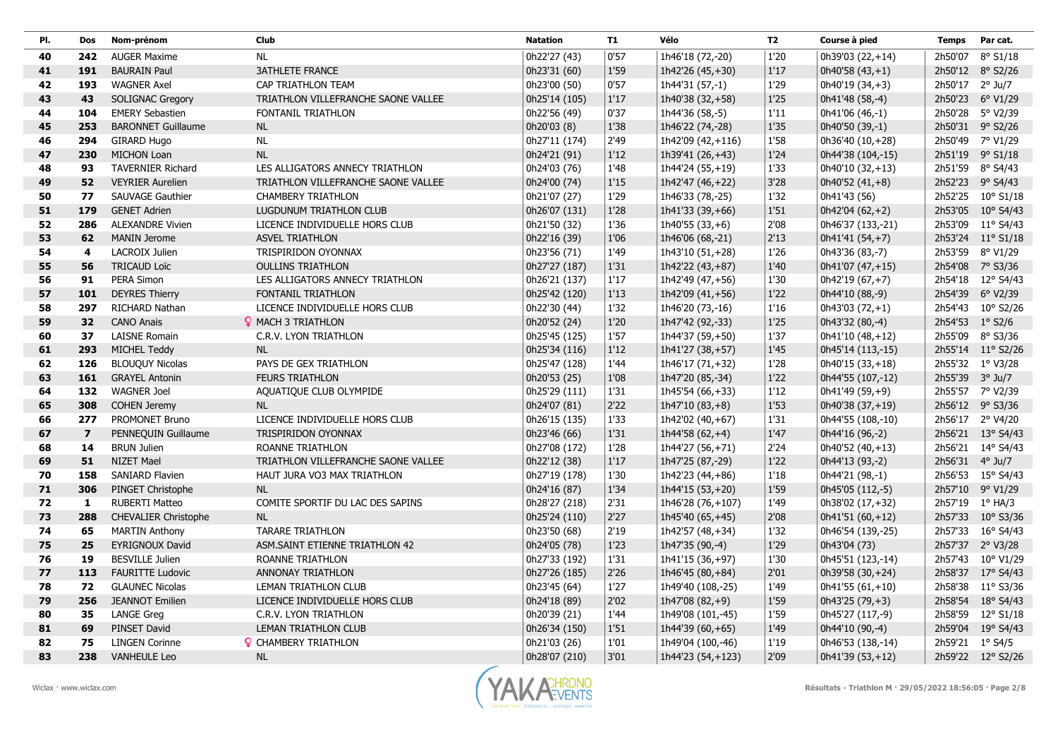| Pl. | Dos | Nom-prénom | Club | Natation | T1 | Vélo | T2 | Course à pied | Temps | Par cat. |
|---|---|---|---|---|---|---|---|---|---|---|
| 40 | 242 | AUGER Maxime | NL | 0h22'27 (43) | 0'57 | 1h46'18 (72,-20) | 1'20 | 0h39'03 (22,+14) | 2h50'07 | 8° S1/18 |
| 41 | 191 | BAURAIN Paul | 3ATHLETE FRANCE | 0h23'31 (60) | 1'59 | 1h42'26 (45,+30) | 1'17 | 0h40'58 (43,+1) | 2h50'12 | 8° S2/26 |
| 42 | 193 | WAGNER Axel | CAP TRIATHLON TEAM | 0h23'00 (50) | 0'57 | 1h44'31 (57,-1) | 1'29 | 0h40'19 (34,+3) | 2h50'17 | 2° Ju/7 |
| 43 | 43 | SOLIGNAC Gregory | TRIATHLON VILLEFRANCHE SAONE VALLEE | 0h25'14 (105) | 1'17 | 1h40'38 (32,+58) | 1'25 | 0h41'48 (58,-4) | 2h50'23 | 6° V1/29 |
| 44 | 104 | EMERY Sebastien | FONTANIL TRIATHLON | 0h22'56 (49) | 0'37 | 1h44'36 (58,-5) | 1'11 | 0h41'06 (46,-1) | 2h50'28 | 5° V2/39 |
| 45 | 253 | BARONNET Guillaume | NL | 0h20'03 (8) | 1'38 | 1h46'22 (74,-28) | 1'35 | 0h40'50 (39,-1) | 2h50'31 | 9° S2/26 |
| 46 | 294 | GIRARD Hugo | NL | 0h27'11 (174) | 2'49 | 1h42'09 (42,+116) | 1'58 | 0h36'40 (10,+28) | 2h50'49 | 7° V1/29 |
| 47 | 230 | MICHON Loan | NL | 0h24'21 (91) | 1'12 | 1h39'41 (26,+43) | 1'24 | 0h44'38 (104,-15) | 2h51'19 | 9° S1/18 |
| 48 | 93 | TAVERNIER Richard | LES ALLIGATORS ANNECY TRIATHLON | 0h24'03 (76) | 1'48 | 1h44'24 (55,+19) | 1'33 | 0h40'10 (32,+13) | 2h51'59 | 8° S4/43 |
| 49 | 52 | VEYRIER Aurelien | TRIATHLON VILLEFRANCHE SAONE VALLEE | 0h24'00 (74) | 1'15 | 1h42'47 (46,+22) | 3'28 | 0h40'52 (41,+8) | 2h52'23 | 9° S4/43 |
| 50 | 77 | SAUVAGE Gauthier | CHAMBERY TRIATHLON | 0h21'07 (27) | 1'29 | 1h46'33 (78,-25) | 1'32 | 0h41'43 (56) | 2h52'25 | 10° S1/18 |
| 51 | 179 | GENET Adrien | LUGDUNUM TRIATHLON CLUB | 0h26'07 (131) | 1'28 | 1h41'33 (39,+66) | 1'51 | 0h42'04 (62,+2) | 2h53'05 | 10° S4/43 |
| 52 | 286 | ALEXANDRE Vivien | LICENCE INDIVIDUELLE HORS CLUB | 0h21'50 (32) | 1'36 | 1h40'55 (33,+6) | 2'08 | 0h46'37 (133,-21) | 2h53'09 | 11° S4/43 |
| 53 | 62 | MANIN Jerome | ASVEL TRIATHLON | 0h22'16 (39) | 1'06 | 1h46'06 (68,-21) | 2'13 | 0h41'41 (54,+7) | 2h53'24 | 11° S1/18 |
| 54 | 4 | LACROIX Julien | TRISPIRIDON OYONNAX | 0h23'56 (71) | 1'49 | 1h43'10 (51,+28) | 1'26 | 0h43'36 (83,-7) | 2h53'59 | 8° V1/29 |
| 55 | 56 | TRICAUD Loïc | OULLINS TRIATHLON | 0h27'27 (187) | 1'31 | 1h42'22 (43,+87) | 1'40 | 0h41'07 (47,+15) | 2h54'08 | 7° S3/36 |
| 56 | 91 | PERA Simon | LES ALLIGATORS ANNECY TRIATHLON | 0h26'21 (137) | 1'17 | 1h42'49 (47,+56) | 1'30 | 0h42'19 (67,+7) | 2h54'18 | 12° S4/43 |
| 57 | 101 | DEYRES Thierry | FONTANIL TRIATHLON | 0h25'42 (120) | 1'13 | 1h42'09 (41,+56) | 1'22 | 0h44'10 (88,-9) | 2h54'39 | 6° V2/39 |
| 58 | 297 | RICHARD Nathan | LICENCE INDIVIDUELLE HORS CLUB | 0h22'30 (44) | 1'32 | 1h46'20 (73,-16) | 1'16 | 0h43'03 (72,+1) | 2h54'43 | 10° S2/26 |
| 59 | 32 | CANO Anais | ♀ MACH 3 TRIATHLON | 0h20'52 (24) | 1'20 | 1h47'42 (92,-33) | 1'25 | 0h43'32 (80,-4) | 2h54'53 | 1° S2/6 |
| 60 | 37 | LAISNE Romain | C.R.V. LYON TRIATHLON | 0h25'45 (125) | 1'57 | 1h44'37 (59,+50) | 1'37 | 0h41'10 (48,+12) | 2h55'09 | 8° S3/36 |
| 61 | 293 | MICHEL Teddy | NL | 0h25'34 (116) | 1'12 | 1h41'27 (38,+57) | 1'45 | 0h45'14 (113,-15) | 2h55'14 | 11° S2/26 |
| 62 | 126 | BLOUQUY Nicolas | PAYS DE GEX TRIATHLON | 0h25'47 (128) | 1'44 | 1h46'17 (71,+32) | 1'28 | 0h40'15 (33,+18) | 2h55'32 | 1° V3/28 |
| 63 | 161 | GRAYEL Antonin | FEURS TRIATHLON | 0h20'53 (25) | 1'08 | 1h47'20 (85,-34) | 1'22 | 0h44'55 (107,-12) | 2h55'39 | 3° Ju/7 |
| 64 | 132 | WAGNER Joel | AQUATIQUE CLUB OLYMPIDE | 0h25'29 (111) | 1'31 | 1h45'54 (66,+33) | 1'12 | 0h41'49 (59,+9) | 2h55'57 | 7° V2/39 |
| 65 | 308 | COHEN Jeremy | NL | 0h24'07 (81) | 2'22 | 1h47'10 (83,+8) | 1'53 | 0h40'38 (37,+19) | 2h56'12 | 9° S3/36 |
| 66 | 277 | PROMONET Bruno | LICENCE INDIVIDUELLE HORS CLUB | 0h26'15 (135) | 1'33 | 1h42'02 (40,+67) | 1'31 | 0h44'55 (108,-10) | 2h56'17 | 2° V4/20 |
| 67 | 7 | PENNEQUIN Guillaume | TRISPIRIDON OYONNAX | 0h23'46 (66) | 1'31 | 1h44'58 (62,+4) | 1'47 | 0h44'16 (96,-2) | 2h56'21 | 13° S4/43 |
| 68 | 14 | BRUN Julien | ROANNE TRIATHLON | 0h27'08 (172) | 1'28 | 1h44'27 (56,+71) | 2'24 | 0h40'52 (40,+13) | 2h56'21 | 14° S4/43 |
| 69 | 51 | NIZET Mael | TRIATHLON VILLEFRANCHE SAONE VALLEE | 0h22'12 (38) | 1'17 | 1h47'25 (87,-29) | 1'22 | 0h44'13 (93,-2) | 2h56'31 | 4° Ju/7 |
| 70 | 158 | SANIARD Flavien | HAUT JURA VO3 MAX TRIATHLON | 0h27'19 (178) | 1'30 | 1h42'23 (44,+86) | 1'18 | 0h44'21 (98,-1) | 2h56'53 | 15° S4/43 |
| 71 | 306 | PINGET Christophe | NL | 0h24'16 (87) | 1'34 | 1h44'15 (53,+20) | 1'59 | 0h45'05 (112,-5) | 2h57'10 | 9° V1/29 |
| 72 | 1 | RUBERTI Matteo | COMITE SPORTIF DU LAC DES SAPINS | 0h28'27 (218) | 2'31 | 1h46'28 (76,+107) | 1'49 | 0h38'02 (17,+32) | 2h57'19 | 1° HA/3 |
| 73 | 288 | CHEVALIER Christophe | NL | 0h25'24 (110) | 2'27 | 1h45'40 (65,+45) | 2'08 | 0h41'51 (60,+12) | 2h57'33 | 10° S3/36 |
| 74 | 65 | MARTIN Anthony | TARARE TRIATHLON | 0h23'50 (68) | 2'19 | 1h42'57 (48,+34) | 1'32 | 0h46'54 (139,-25) | 2h57'33 | 16° S4/43 |
| 75 | 25 | EYRIGNOUX David | ASM.SAINT ETIENNE TRIATHLON 42 | 0h24'05 (78) | 1'23 | 1h47'35 (90,-4) | 1'29 | 0h43'04 (73) | 2h57'37 | 2° V3/28 |
| 76 | 19 | BESVILLE Julien | ROANNE TRIATHLON | 0h27'33 (192) | 1'31 | 1h41'15 (36,+97) | 1'30 | 0h45'51 (123,-14) | 2h57'43 | 10° V1/29 |
| 77 | 113 | FAURITTE Ludovic | ANNONAY TRIATHLON | 0h27'26 (185) | 2'26 | 1h46'45 (80,+84) | 2'01 | 0h39'58 (30,+24) | 2h58'37 | 17° S4/43 |
| 78 | 72 | GLAUNEC Nicolas | LEMAN TRIATHLON CLUB | 0h23'45 (64) | 1'27 | 1h49'40 (108,-25) | 1'49 | 0h41'55 (61,+10) | 2h58'38 | 11° S3/36 |
| 79 | 256 | JEANNOT Emilien | LICENCE INDIVIDUELLE HORS CLUB | 0h24'18 (89) | 2'02 | 1h47'08 (82,+9) | 1'59 | 0h43'25 (79,+3) | 2h58'54 | 18° S4/43 |
| 80 | 35 | LANGE Greg | C.R.V. LYON TRIATHLON | 0h20'39 (21) | 1'44 | 1h49'08 (101,-45) | 1'59 | 0h45'27 (117,-9) | 2h58'59 | 12° S1/18 |
| 81 | 69 | PINSET David | LEMAN TRIATHLON CLUB | 0h26'34 (150) | 1'51 | 1h44'39 (60,+65) | 1'49 | 0h44'10 (90,-4) | 2h59'04 | 19° S4/43 |
| 82 | 75 | LINGEN Corinne | ♀ CHAMBERY TRIATHLON | 0h21'03 (26) | 1'01 | 1h49'04 (100,-46) | 1'19 | 0h46'53 (138,-14) | 2h59'21 | 1° S4/5 |
| 83 | 238 | VANHEULE Leo | NL | 0h28'07 (210) | 3'01 | 1h44'23 (54,+123) | 2'09 | 0h41'39 (53,+12) | 2h59'22 | 12° S2/26 |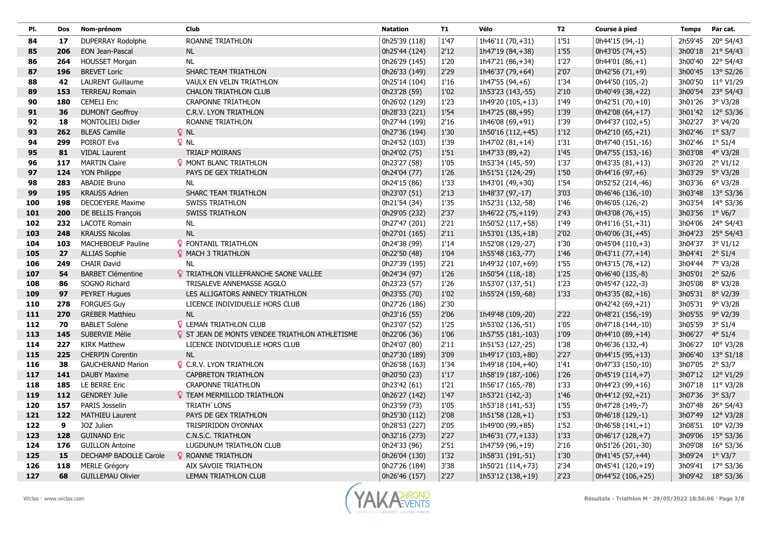| Pl. | Dos | Nom-prénom | Club | Natation | T1 | Vélo | T2 | Course à pied | Temps | Par cat. |
|---|---|---|---|---|---|---|---|---|---|---|
| 84 | 17 | DUPERRAY Rodolphe | ROANNE TRIATHLON | 0h25'39 (118) | 1'47 | 1h46'11 (70,+31) | 1'51 | 0h44'15 (94,-1) | 2h59'45 | 20° S4/43 |
| 85 | 206 | EON Jean-Pascal | NL | 0h25'44 (124) | 2'12 | 1h47'19 (84,+38) | 1'55 | 0h43'05 (74,+5) | 3h00'18 | 21° S4/43 |
| 86 | 264 | HOUSSET Morgan | NL | 0h26'29 (145) | 1'20 | 1h47'21 (86,+34) | 1'27 | 0h44'01 (86,+1) | 3h00'40 | 22° S4/43 |
| 87 | 196 | BREVET Loric | SHARC TEAM TRIATHLON | 0h26'33 (149) | 2'29 | 1h46'37 (79,+64) | 2'07 | 0h42'56 (71,+9) | 3h00'45 | 13° S2/26 |
| 88 | 42 | LAURENT Guillaume | VAULX EN VELIN TRIATHLON | 0h25'14 (104) | 1'16 | 1h47'55 (94,+6) | 1'34 | 0h44'50 (105,-2) | 3h00'50 | 11° V1/29 |
| 89 | 153 | TERREAU Romain | CHALON TRIATHLON CLUB | 0h23'28 (59) | 1'02 | 1h53'23 (143,-55) | 2'10 | 0h40'49 (38,+22) | 3h00'54 | 23° S4/43 |
| 90 | 180 | CEMELI Eric | CRAPONNE TRIATHLON | 0h26'02 (129) | 1'23 | 1h49'20 (105,+13) | 1'49 | 0h42'51 (70,+10) | 3h01'26 | 3° V3/28 |
| 91 | 36 | DUMONT Geoffroy | C.R.V. LYON TRIATHLON | 0h28'33 (221) | 1'54 | 1h47'25 (88,+95) | 1'39 | 0h42'08 (64,+17) | 3h01'42 | 12° S3/36 |
| 92 | 18 | MONTOLIEU Didier | ROANNE TRIATHLON | 0h27'44 (199) | 2'16 | 1h46'08 (69,+91) | 1'39 | 0h44'37 (102,+5) | 3h02'27 | 3° V4/20 |
| 93 | 262 | BLEAS Camille | ♀ NL | 0h27'36 (194) | 1'30 | 1h50'16 (112,+45) | 1'12 | 0h42'10 (65,+21) | 3h02'46 | 1° S3/7 |
| 94 | 299 | POIROT Eva | ♀ NL | 0h24'52 (103) | 1'39 | 1h47'02 (81,+14) | 1'31 | 0h47'40 (151,-16) | 3h02'46 | 1° S1/4 |
| 95 | 81 | VIDAL Laurent | TRIALP MOIRANS | 0h24'02 (75) | 1'51 | 1h47'33 (89,+2) | 1'45 | 0h47'55 (153,-16) | 3h03'08 | 4° V3/28 |
| 96 | 117 | MARTIN Claire | ♀ MONT BLANC TRIATHLON | 0h23'27 (58) | 1'05 | 1h53'34 (145,-59) | 1'37 | 0h43'35 (81,+13) | 3h03'20 | 2° V1/12 |
| 97 | 124 | YON Philippe | PAYS DE GEX TRIATHLON | 0h24'04 (77) | 1'26 | 1h51'51 (124,-29) | 1'50 | 0h44'16 (97,+6) | 3h03'29 | 5° V3/28 |
| 98 | 283 | ABADIE Bruno | NL | 0h24'15 (86) | 1'33 | 1h43'01 (49,+30) | 1'54 | 0h52'52 (214,-46) | 3h03'36 | 6° V3/28 |
| 99 | 195 | KRAUSS Adrien | SHARC TEAM TRIATHLON | 0h23'07 (51) | 2'13 | 1h48'37 (97,-17) | 3'03 | 0h46'46 (136,-10) | 3h03'48 | 13° S3/36 |
| 100 | 198 | DECOEYERE Maxime | SWISS TRIATHLON | 0h21'54 (34) | 1'35 | 1h52'31 (132,-58) | 1'46 | 0h46'05 (126,-2) | 3h03'54 | 14° S3/36 |
| 101 | 200 | DE BELLIS François | SWISS TRIATHLON | 0h29'05 (232) | 2'37 | 1h46'22 (75,+119) | 2'43 | 0h43'08 (76,+15) | 3h03'56 | 1° V6/7 |
| 102 | 232 | LACOTE Romain | NL | 0h27'47 (201) | 2'21 | 1h50'52 (117,+58) | 1'49 | 0h41'16 (51,+31) | 3h04'06 | 24° S4/43 |
| 103 | 248 | KRAUSS Nicolas | NL | 0h27'01 (165) | 2'11 | 1h53'01 (135,+18) | 2'02 | 0h40'06 (31,+45) | 3h04'23 | 25° S4/43 |
| 104 | 103 | MACHEBOEUF Pauline | ♀ FONTANIL TRIATHLON | 0h24'38 (99) | 1'14 | 1h52'08 (129,-27) | 1'30 | 0h45'04 (110,+3) | 3h04'37 | 3° V1/12 |
| 105 | 27 | ALLIAS Sophie | ♀ MACH 3 TRIATHLON | 0h22'50 (48) | 1'04 | 1h55'48 (163,-77) | 1'46 | 0h43'11 (77,+14) | 3h04'41 | 2° S1/4 |
| 106 | 249 | CHAIR David | NL | 0h27'39 (195) | 2'21 | 1h49'32 (107,+69) | 1'55 | 0h43'15 (78,+12) | 3h04'44 | 7° V3/28 |
| 107 | 54 | BARBET Clémentine | ♀ TRIATHLON VILLEFRANCHE SAONE VALLEE | 0h24'34 (97) | 1'26 | 1h50'54 (118,-18) | 1'25 | 0h46'40 (135,-8) | 3h05'01 | 2° S2/6 |
| 108 | 86 | SOGNO Richard | TRISALEVE ANNEMASSE AGGLO | 0h23'23 (57) | 1'26 | 1h53'07 (137,-51) | 1'23 | 0h45'47 (122,-3) | 3h05'08 | 8° V3/28 |
| 109 | 97 | PEYRET Hugues | LES ALLIGATORS ANNECY TRIATHLON | 0h23'55 (70) | 1'02 | 1h55'24 (159,-68) | 1'33 | 0h43'35 (82,+16) | 3h05'31 | 8° V2/39 |
| 110 | 278 | FORGUES Guy | LICENCE INDIVIDUELLE HORS CLUB | 0h27'26 (186) | 2'30 | | | 0h42'42 (69,+21) | 3h05'31 | 9° V3/28 |
| 111 | 270 | GREBER Matthieu | NL | 0h23'16 (55) | 2'06 | 1h49'48 (109,-20) | 2'22 | 0h48'21 (156,-19) | 3h05'55 | 9° V2/39 |
| 112 | 70 | BABLET Solène | ♀ LEMAN TRIATHLON CLUB | 0h23'07 (52) | 1'25 | 1h53'02 (136,-51) | 1'05 | 0h47'18 (144,-10) | 3h05'59 | 3° S1/4 |
| 113 | 145 | SUBERVIE Mélie | ♀ ST JEAN DE MONTS VENDEE TRIATHLON ATHLETISME | 0h22'06 (36) | 1'06 | 1h57'55 (181,-103) | 1'09 | 0h44'10 (89,+14) | 3h06'27 | 4° S1/4 |
| 114 | 227 | KIRK Matthew | LICENCE INDIVIDUELLE HORS CLUB | 0h24'07 (80) | 2'11 | 1h51'53 (127,-25) | 1'38 | 0h46'36 (132,-4) | 3h06'27 | 10° V3/28 |
| 115 | 225 | CHERPIN Corentin | NL | 0h27'30 (189) | 3'09 | 1h49'17 (103,+80) | 2'27 | 0h44'15 (95,+13) | 3h06'40 | 13° S1/18 |
| 116 | 38 | GAUCHERAND Marion | ♀ C.R.V. LYON TRIATHLON | 0h26'58 (163) | 1'34 | 1h49'18 (104,+40) | 1'41 | 0h47'33 (150,-10) | 3h07'05 | 2° S3/7 |
| 117 | 141 | DAUBY Maxime | CAPBRETON TRIATHLON | 0h20'50 (23) | 1'17 | 1h58'19 (187,-106) | 1'26 | 0h45'19 (114,+7) | 3h07'12 | 12° V1/29 |
| 118 | 185 | LE BERRE Eric | CRAPONNE TRIATHLON | 0h23'42 (61) | 1'21 | 1h56'17 (165,-78) | 1'33 | 0h44'23 (99,+16) | 3h07'18 | 11° V3/28 |
| 119 | 112 | GENDREY Julie | ♀ TEAM MERMILLOD TRIATHLON | 0h26'27 (142) | 1'47 | 1h53'21 (142,-3) | 1'46 | 0h44'12 (92,+21) | 3h07'36 | 3° S3/7 |
| 120 | 157 | PARIS Josselin | TRIATH`LONS | 0h23'59 (73) | 1'05 | 1h53'18 (141,-53) | 1'55 | 0h47'28 (149,-7) | 3h07'48 | 26° S4/43 |
| 121 | 122 | MATHIEU Laurent | PAYS DE GEX TRIATHLON | 0h25'30 (112) | 2'08 | 1h51'58 (128,+1) | 1'53 | 0h46'18 (129,-1) | 3h07'49 | 12° V3/28 |
| 122 | 9 | JOZ Julien | TRISPIRIDON OYONNAX | 0h28'53 (227) | 2'05 | 1h49'00 (99,+85) | 1'52 | 0h46'58 (141,+1) | 3h08'51 | 10° V2/39 |
| 123 | 128 | GUINAND Eric | C.N.S.C. TRIATHLON | 0h32'16 (273) | 2'27 | 1h46'31 (77,+133) | 1'33 | 0h46'17 (128,+7) | 3h09'06 | 15° S3/36 |
| 124 | 176 | GUILLON Antoine | LUGDUNUM TRIATHLON CLUB | 0h24'33 (96) | 2'51 | 1h47'59 (96,+19) | 2'16 | 0h51'26 (201,-30) | 3h09'08 | 16° S3/36 |
| 125 | 15 | DECHAMP BADOLLE Carole | ♀ ROANNE TRIATHLON | 0h26'04 (130) | 1'32 | 1h58'31 (191,-51) | 1'30 | 0h41'45 (57,+44) | 3h09'24 | 1° V3/7 |
| 126 | 118 | MERLE Grégory | AIX SAVOIE TRIATHLON | 0h27'26 (184) | 3'38 | 1h50'21 (114,+73) | 2'34 | 0h45'41 (120,+19) | 3h09'41 | 17° S3/36 |
| 127 | 68 | GUILLEMAU Olivier | LEMAN TRIATHLON CLUB | 0h26'46 (157) | 2'27 | 1h53'12 (138,+19) | 2'23 | 0h44'52 (106,+25) | 3h09'42 | 18° S3/36 |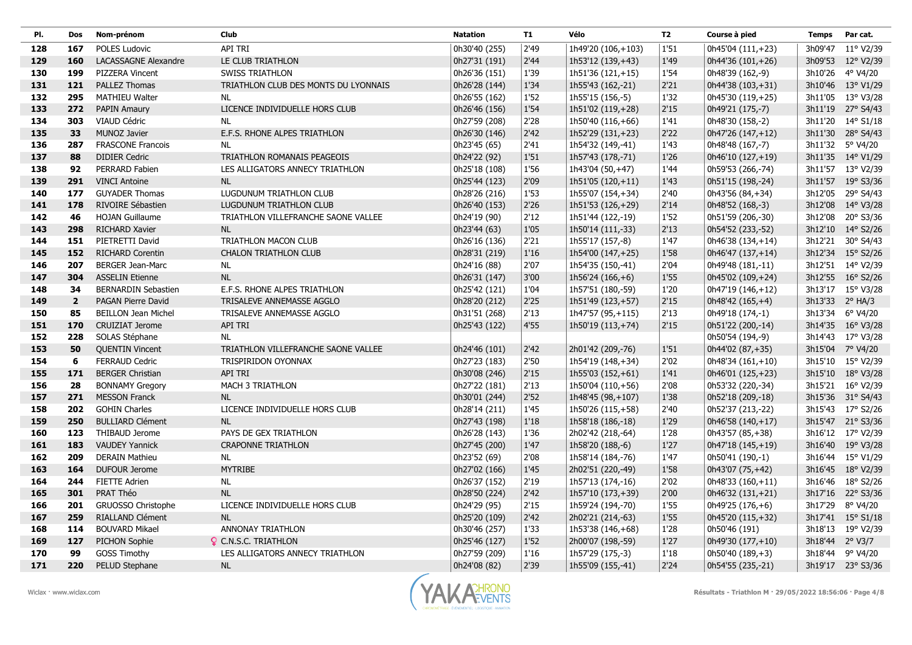| Pl. | Dos | Nom-prénom | Club | Natation | T1 | Vélo | T2 | Course à pied | Temps | Par cat. |
|---|---|---|---|---|---|---|---|---|---|---|
| 128 | 167 | POLES Ludovic | API TRI | 0h30'40 (255) | 2'49 | 1h49'20 (106,+103) | 1'51 | 0h45'04 (111,+23) | 3h09'47 | 11° V2/39 |
| 129 | 160 | LACASSAGNE Alexandre | LE CLUB TRIATHLON | 0h27'31 (191) | 2'44 | 1h53'12 (139,+43) | 1'49 | 0h44'36 (101,+26) | 3h09'53 | 12° V2/39 |
| 130 | 199 | PIZZERA Vincent | SWISS TRIATHLON | 0h26'36 (151) | 1'39 | 1h51'36 (121,+15) | 1'54 | 0h48'39 (162,-9) | 3h10'26 | 4° V4/20 |
| 131 | 121 | PALLEZ Thomas | TRIATHLON CLUB DES MONTS DU LYONNAIS | 0h26'28 (144) | 1'34 | 1h55'43 (162,-21) | 2'21 | 0h44'38 (103,+31) | 3h10'46 | 13° V1/29 |
| 132 | 295 | MATHIEU Walter | NL | 0h26'55 (162) | 1'52 | 1h55'15 (156,-5) | 1'32 | 0h45'30 (119,+25) | 3h11'05 | 13° V3/28 |
| 133 | 272 | PAPIN Amaury | LICENCE INDIVIDUELLE HORS CLUB | 0h26'46 (156) | 1'54 | 1h51'02 (119,+28) | 2'15 | 0h49'21 (175,-7) | 3h11'19 | 27° S4/43 |
| 134 | 303 | VIAUD Cédric | NL | 0h27'59 (208) | 2'28 | 1h50'40 (116,+66) | 1'41 | 0h48'30 (158,-2) | 3h11'20 | 14° S1/18 |
| 135 | 33 | MUNOZ Javier | E.F.S. RHONE ALPES TRIATHLON | 0h26'30 (146) | 2'42 | 1h52'29 (131,+23) | 2'22 | 0h47'26 (147,+12) | 3h11'30 | 28° S4/43 |
| 136 | 287 | FRASCONE Francois | NL | 0h23'45 (65) | 2'41 | 1h54'32 (149,-41) | 1'43 | 0h48'48 (167,-7) | 3h11'32 | 5° V4/20 |
| 137 | 88 | DIDIER Cedric | TRIATHLON ROMANAIS PEAGEOIS | 0h24'22 (92) | 1'51 | 1h57'43 (178,-71) | 1'26 | 0h46'10 (127,+19) | 3h11'35 | 14° V1/29 |
| 138 | 92 | PERRARD Fabien | LES ALLIGATORS ANNECY TRIATHLON | 0h25'18 (108) | 1'56 | 1h43'04 (50,+47) | 1'44 | 0h59'53 (266,-74) | 3h11'57 | 13° V2/39 |
| 139 | 291 | VINCI Antoine | NL | 0h25'44 (123) | 2'09 | 1h51'05 (120,+11) | 1'43 | 0h51'15 (198,-24) | 3h11'57 | 19° S3/36 |
| 140 | 177 | GUYADER Thomas | LUGDUNUM TRIATHLON CLUB | 0h28'26 (216) | 1'53 | 1h55'07 (154,+34) | 2'40 | 0h43'56 (84,+34) | 3h12'05 | 29° S4/43 |
| 141 | 178 | RIVOIRE Sébastien | LUGDUNUM TRIATHLON CLUB | 0h26'40 (153) | 2'26 | 1h51'53 (126,+29) | 2'14 | 0h48'52 (168,-3) | 3h12'08 | 14° V3/28 |
| 142 | 46 | HOJAN Guillaume | TRIATHLON VILLEFRANCHE SAONE VALLEE | 0h24'19 (90) | 2'12 | 1h51'44 (122,-19) | 1'52 | 0h51'59 (206,-30) | 3h12'08 | 20° S3/36 |
| 143 | 298 | RICHARD Xavier | NL | 0h23'44 (63) | 1'05 | 1h50'14 (111,-33) | 2'13 | 0h54'52 (233,-52) | 3h12'10 | 14° S2/26 |
| 144 | 151 | PIETRETTI David | TRIATHLON MACON CLUB | 0h26'16 (136) | 2'21 | 1h55'17 (157,-8) | 1'47 | 0h46'38 (134,+14) | 3h12'21 | 30° S4/43 |
| 145 | 152 | RICHARD Corentin | CHALON TRIATHLON CLUB | 0h28'31 (219) | 1'16 | 1h54'00 (147,+25) | 1'58 | 0h46'47 (137,+14) | 3h12'34 | 15° S2/26 |
| 146 | 207 | BERGER Jean-Marc | NL | 0h24'16 (88) | 2'07 | 1h54'35 (150,-41) | 2'04 | 0h49'48 (181,-11) | 3h12'51 | 14° V2/39 |
| 147 | 304 | ASSELIN Etienne | NL | 0h26'31 (147) | 3'00 | 1h56'24 (166,+6) | 1'55 | 0h45'02 (109,+24) | 3h12'55 | 16° S2/26 |
| 148 | 34 | BERNARDIN Sebastien | E.F.S. RHONE ALPES TRIATHLON | 0h25'42 (121) | 1'04 | 1h57'51 (180,-59) | 1'20 | 0h47'19 (146,+12) | 3h13'17 | 15° V3/28 |
| 149 | 2 | PAGAN Pierre David | TRISALEVE ANNEMASSE AGGLO | 0h28'20 (212) | 2'25 | 1h51'49 (123,+57) | 2'15 | 0h48'42 (165,+4) | 3h13'33 | 2° HA/3 |
| 150 | 85 | BEILLON Jean Michel | TRISALEVE ANNEMASSE AGGLO | 0h31'51 (268) | 2'13 | 1h47'57 (95,+115) | 2'13 | 0h49'18 (174,-1) | 3h13'34 | 6° V4/20 |
| 151 | 170 | CRUIZIAT Jerome | API TRI | 0h25'43 (122) | 4'55 | 1h50'19 (113,+74) | 2'15 | 0h51'22 (200,-14) | 3h14'35 | 16° V3/28 |
| 152 | 228 | SOLAS Stéphane | NL | | | | | 0h50'54 (194,-9) | 3h14'43 | 17° V3/28 |
| 153 | 50 | QUENTIN Vincent | TRIATHLON VILLEFRANCHE SAONE VALLEE | 0h24'46 (101) | 2'42 | 2h01'42 (209,-76) | 1'51 | 0h44'02 (87,+35) | 3h15'04 | 7° V4/20 |
| 154 | 6 | FERRAUD Cedric | TRISPIRIDON OYONNAX | 0h27'23 (183) | 2'50 | 1h54'19 (148,+34) | 2'02 | 0h48'34 (161,+10) | 3h15'10 | 15° V2/39 |
| 155 | 171 | BERGER Christian | API TRI | 0h30'08 (246) | 2'15 | 1h55'03 (152,+61) | 1'41 | 0h46'01 (125,+23) | 3h15'10 | 18° V3/28 |
| 156 | 28 | BONNAMY Gregory | MACH 3 TRIATHLON | 0h27'22 (181) | 2'13 | 1h50'04 (110,+56) | 2'08 | 0h53'32 (220,-34) | 3h15'21 | 16° V2/39 |
| 157 | 271 | MESSON Franck | NL | 0h30'01 (244) | 2'52 | 1h48'45 (98,+107) | 1'38 | 0h52'18 (209,-18) | 3h15'36 | 31° S4/43 |
| 158 | 202 | GOHIN Charles | LICENCE INDIVIDUELLE HORS CLUB | 0h28'14 (211) | 1'45 | 1h50'26 (115,+58) | 2'40 | 0h52'37 (213,-22) | 3h15'43 | 17° S2/26 |
| 159 | 250 | BULLIARD Clément | NL | 0h27'43 (198) | 1'18 | 1h58'18 (186,-18) | 1'29 | 0h46'58 (140,+17) | 3h15'47 | 21° S3/36 |
| 160 | 123 | THIBAUD Jerome | PAYS DE GEX TRIATHLON | 0h26'28 (143) | 1'36 | 2h02'42 (218,-64) | 1'28 | 0h43'57 (85,+38) | 3h16'12 | 17° V2/39 |
| 161 | 183 | VAUDEY Yannick | CRAPONNE TRIATHLON | 0h27'45 (200) | 1'47 | 1h58'20 (188,-6) | 1'27 | 0h47'18 (145,+19) | 3h16'40 | 19° V3/28 |
| 162 | 209 | DERAIN Mathieu | NL | 0h23'52 (69) | 2'08 | 1h58'14 (184,-76) | 1'47 | 0h50'41 (190,-1) | 3h16'44 | 15° V1/29 |
| 163 | 164 | DUFOUR Jerome | MYTRIBE | 0h27'02 (166) | 1'45 | 2h02'51 (220,-49) | 1'58 | 0h43'07 (75,+42) | 3h16'45 | 18° V2/39 |
| 164 | 244 | FIETTE Adrien | NL | 0h26'37 (152) | 2'19 | 1h57'13 (174,-16) | 2'02 | 0h48'33 (160,+11) | 3h16'46 | 18° S2/26 |
| 165 | 301 | PRAT Théo | NL | 0h28'50 (224) | 2'42 | 1h57'10 (173,+39) | 2'00 | 0h46'32 (131,+21) | 3h17'16 | 22° S3/36 |
| 166 | 201 | GRUOSSO Christophe | LICENCE INDIVIDUELLE HORS CLUB | 0h24'29 (95) | 2'15 | 1h59'24 (194,-70) | 1'55 | 0h49'25 (176,+6) | 3h17'29 | 8° V4/20 |
| 167 | 259 | RIALLAND Clément | NL | 0h25'20 (109) | 2'42 | 2h02'21 (214,-63) | 1'55 | 0h45'20 (115,+32) | 3h17'41 | 15° S1/18 |
| 168 | 114 | BOUVARD Mikael | ANNONAY TRIATHLON | 0h30'46 (257) | 1'33 | 1h53'38 (146,+68) | 1'28 | 0h50'46 (191) | 3h18'13 | 19° V2/39 |
| 169 | 127 | PICHON Sophie | ♀ C.N.S.C. TRIATHLON | 0h25'46 (127) | 1'52 | 2h00'07 (198,-59) | 1'27 | 0h49'30 (177,+10) | 3h18'44 | 2° V3/7 |
| 170 | 99 | GOSS Timothy | LES ALLIGATORS ANNECY TRIATHLON | 0h27'59 (209) | 1'16 | 1h57'29 (175,-3) | 1'18 | 0h50'40 (189,+3) | 3h18'44 | 9° V4/20 |
| 171 | 220 | PELUD Stephane | NL | 0h24'08 (82) | 2'39 | 1h55'09 (155,-41) | 2'24 | 0h54'55 (235,-21) | 3h19'17 | 23° S3/36 |

Wiclax · www.wiclax.com

Résultats - Triathlon M · 29/05/2022 18:56:06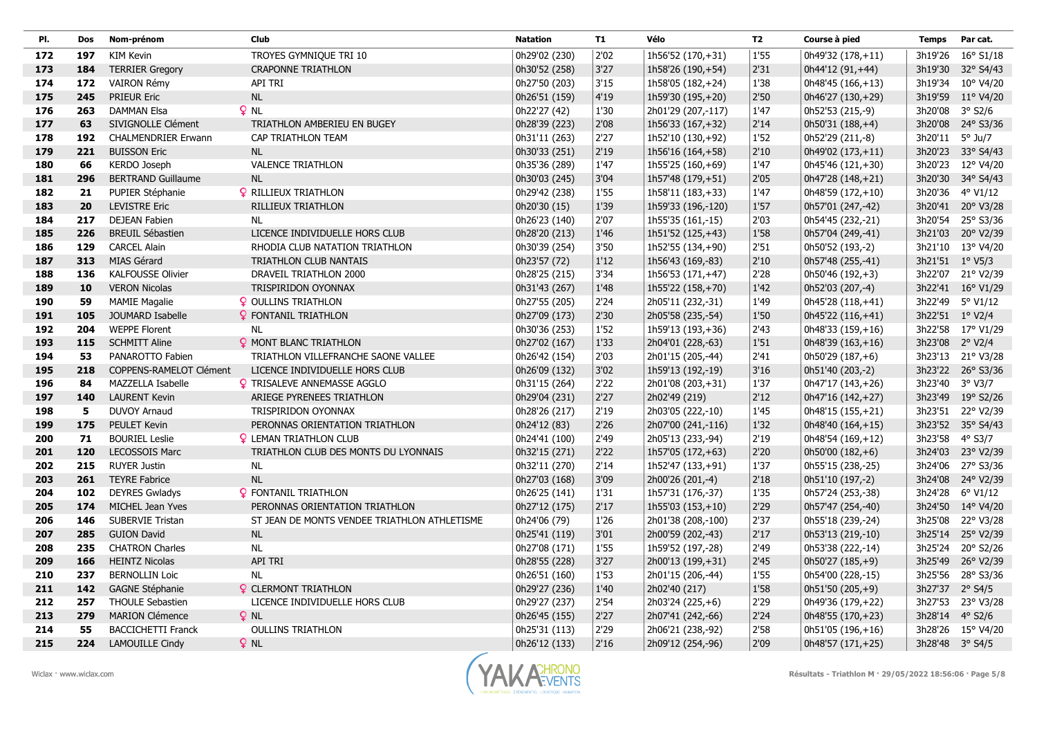| Pl. | Dos | Nom-prénom | Club | Natation | T1 | Vélo | T2 | Course à pied | Temps | Par cat. |
|---|---|---|---|---|---|---|---|---|---|---|
| 172 | 197 | KIM Kevin | TROYES GYMNIQUE TRI 10 | 0h29'02 (230) | 2'02 | 1h56'52 (170,+31) | 1'55 | 0h49'32 (178,+11) | 3h19'26 | 16° S1/18 |
| 173 | 184 | TERRIER Gregory | CRAPONNE TRIATHLON | 0h30'52 (258) | 3'27 | 1h58'26 (190,+54) | 2'31 | 0h44'12 (91,+44) | 3h19'30 | 32° S4/43 |
| 174 | 172 | VAIRON Rémy | API TRI | 0h27'50 (203) | 3'15 | 1h58'05 (182,+24) | 1'38 | 0h48'45 (166,+13) | 3h19'34 | 10° V4/20 |
| 175 | 245 | PRIEUR Eric | NL | 0h26'51 (159) | 4'19 | 1h59'30 (195,+20) | 2'50 | 0h46'27 (130,+29) | 3h19'59 | 11° V4/20 |
| 176 | 263 | DAMMAN Elsa | ♀ NL | 0h22'27 (42) | 1'30 | 2h01'29 (207,-117) | 1'47 | 0h52'53 (215,-9) | 3h20'08 | 3° S2/6 |
| 177 | 63 | SIVIGNOLLE Clément | TRIATHLON AMBERIEU EN BUGEY | 0h28'39 (223) | 2'08 | 1h56'33 (167,+32) | 2'14 | 0h50'31 (188,+4) | 3h20'08 | 24° S3/36 |
| 178 | 192 | CHALMENDRIER Erwann | CAP TRIATHLON TEAM | 0h31'11 (263) | 2'27 | 1h52'10 (130,+92) | 1'52 | 0h52'29 (211,-8) | 3h20'11 | 5° Ju/7 |
| 179 | 221 | BUISSON Eric | NL | 0h30'33 (251) | 2'19 | 1h56'16 (164,+58) | 2'10 | 0h49'02 (173,+11) | 3h20'23 | 33° S4/43 |
| 180 | 66 | KERDO Joseph | VALENCE TRIATHLON | 0h35'36 (289) | 1'47 | 1h55'25 (160,+69) | 1'47 | 0h45'46 (121,+30) | 3h20'23 | 12° V4/20 |
| 181 | 296 | BERTRAND Guillaume | NL | 0h30'03 (245) | 3'04 | 1h57'48 (179,+51) | 2'05 | 0h47'28 (148,+21) | 3h20'30 | 34° S4/43 |
| 182 | 21 | PUPIER Stéphanie | ♀ RILLIEUX TRIATHLON | 0h29'42 (238) | 1'55 | 1h58'11 (183,+33) | 1'47 | 0h48'59 (172,+10) | 3h20'36 | 4° V1/12 |
| 183 | 20 | LEVISTRE Eric | RILLIEUX TRIATHLON | 0h20'30 (15) | 1'39 | 1h59'33 (196,-120) | 1'57 | 0h57'01 (247,-42) | 3h20'41 | 20° V3/28 |
| 184 | 217 | DEJEAN Fabien | NL | 0h26'23 (140) | 2'07 | 1h55'35 (161,-15) | 2'03 | 0h54'45 (232,-21) | 3h20'54 | 25° S3/36 |
| 185 | 226 | BREUIL Sébastien | LICENCE INDIVIDUELLE HORS CLUB | 0h28'20 (213) | 1'46 | 1h51'52 (125,+43) | 1'58 | 0h57'04 (249,-41) | 3h21'03 | 20° V2/39 |
| 186 | 129 | CARCEL Alain | RHODIA CLUB NATATION TRIATHLON | 0h30'39 (254) | 3'50 | 1h52'55 (134,+90) | 2'51 | 0h50'52 (193,-2) | 3h21'10 | 13° V4/20 |
| 187 | 313 | MIAS Gérard | TRIATHLON CLUB NANTAIS | 0h23'57 (72) | 1'12 | 1h56'43 (169,-83) | 2'10 | 0h57'48 (255,-41) | 3h21'51 | 1° V5/3 |
| 188 | 136 | KALFOUSSE Olivier | DRAVEIL TRIATHLON 2000 | 0h28'25 (215) | 3'34 | 1h56'53 (171,+47) | 2'28 | 0h50'46 (192,+3) | 3h22'07 | 21° V2/39 |
| 189 | 10 | VERON Nicolas | TRISPIRIDON OYONNAX | 0h31'43 (267) | 1'48 | 1h55'22 (158,+70) | 1'42 | 0h52'03 (207,-4) | 3h22'41 | 16° V1/29 |
| 190 | 59 | MAMIE Magalie | ♀ OULLINS TRIATHLON | 0h27'55 (205) | 2'24 | 2h05'11 (232,-31) | 1'49 | 0h45'28 (118,+41) | 3h22'49 | 5° V1/12 |
| 191 | 105 | JOUMARD Isabelle | ♀ FONTANIL TRIATHLON | 0h27'09 (173) | 2'30 | 2h05'58 (235,-54) | 1'50 | 0h45'22 (116,+41) | 3h22'51 | 1° V2/4 |
| 192 | 204 | WEPPE Florent | NL | 0h30'36 (253) | 1'52 | 1h59'13 (193,+36) | 2'43 | 0h48'33 (159,+16) | 3h22'58 | 17° V1/29 |
| 193 | 115 | SCHMITT Aline | ♀ MONT BLANC TRIATHLON | 0h27'02 (167) | 1'33 | 2h04'01 (228,-63) | 1'51 | 0h48'39 (163,+16) | 3h23'08 | 2° V2/4 |
| 194 | 53 | PANAROTTO Fabien | TRIATHLON VILLEFRANCHE SAONE VALLEE | 0h26'42 (154) | 2'03 | 2h01'15 (205,-44) | 2'41 | 0h50'29 (187,+6) | 3h23'13 | 21° V3/28 |
| 195 | 218 | COPPENS-RAMELOT Clément | LICENCE INDIVIDUELLE HORS CLUB | 0h26'09 (132) | 3'02 | 1h59'13 (192,-19) | 3'16 | 0h51'40 (203,-2) | 3h23'22 | 26° S3/36 |
| 196 | 84 | MAZZELLA Isabelle | ♀ TRISALEVE ANNEMASSE AGGLO | 0h31'15 (264) | 2'22 | 2h01'08 (203,+31) | 1'37 | 0h47'17 (143,+26) | 3h23'40 | 3° V3/7 |
| 197 | 140 | LAURENT Kevin | ARIEGE PYRENEES TRIATHLON | 0h29'04 (231) | 2'27 | 2h02'49 (219) | 2'12 | 0h47'16 (142,+27) | 3h23'49 | 19° S2/26 |
| 198 | 5 | DUVOY Arnaud | TRISPIRIDON OYONNAX | 0h28'26 (217) | 2'19 | 2h03'05 (222,-10) | 1'45 | 0h48'15 (155,+21) | 3h23'51 | 22° V2/39 |
| 199 | 175 | PEULET Kevin | PERONNAS ORIENTATION TRIATHLON | 0h24'12 (83) | 2'26 | 2h07'00 (241,-116) | 1'32 | 0h48'40 (164,+15) | 3h23'52 | 35° S4/43 |
| 200 | 71 | BOURIEL Leslie | ♀ LEMAN TRIATHLON CLUB | 0h24'41 (100) | 2'49 | 2h05'13 (233,-94) | 2'19 | 0h48'54 (169,+12) | 3h23'58 | 4° S3/7 |
| 201 | 120 | LECOSSOIS Marc | TRIATHLON CLUB DES MONTS DU LYONNAIS | 0h32'15 (271) | 2'22 | 1h57'05 (172,+63) | 2'20 | 0h50'00 (182,+6) | 3h24'03 | 23° V2/39 |
| 202 | 215 | RUYER Justin | NL | 0h32'11 (270) | 2'14 | 1h52'47 (133,+91) | 1'37 | 0h55'15 (238,-25) | 3h24'06 | 27° S3/36 |
| 203 | 261 | TEYRE Fabrice | NL | 0h27'03 (168) | 3'09 | 2h00'26 (201,-4) | 2'18 | 0h51'10 (197,-2) | 3h24'08 | 24° V2/39 |
| 204 | 102 | DEYRES Gwladys | ♀ FONTANIL TRIATHLON | 0h26'25 (141) | 1'31 | 1h57'31 (176,-37) | 1'35 | 0h57'24 (253,-38) | 3h24'28 | 6° V1/12 |
| 205 | 174 | MICHEL Jean Yves | PERONNAS ORIENTATION TRIATHLON | 0h27'12 (175) | 2'17 | 1h55'03 (153,+10) | 2'29 | 0h57'47 (254,-40) | 3h24'50 | 14° V4/20 |
| 206 | 146 | SUBERVIE Tristan | ST JEAN DE MONTS VENDEE TRIATHLON ATHLETISME | 0h24'06 (79) | 1'26 | 2h01'38 (208,-100) | 2'37 | 0h55'18 (239,-24) | 3h25'08 | 22° V3/28 |
| 207 | 285 | GUION David | NL | 0h25'41 (119) | 3'01 | 2h00'59 (202,-43) | 2'17 | 0h53'13 (219,-10) | 3h25'14 | 25° V2/39 |
| 208 | 235 | CHATRON Charles | NL | 0h27'08 (171) | 1'55 | 1h59'52 (197,-28) | 2'49 | 0h53'38 (222,-14) | 3h25'24 | 20° S2/26 |
| 209 | 166 | HEINTZ Nicolas | API TRI | 0h28'55 (228) | 3'27 | 2h00'13 (199,+31) | 2'45 | 0h50'27 (185,+9) | 3h25'49 | 26° V2/39 |
| 210 | 237 | BERNOLLIN Loic | NL | 0h26'51 (160) | 1'53 | 2h01'15 (206,-44) | 1'55 | 0h54'00 (228,-15) | 3h25'56 | 28° S3/36 |
| 211 | 142 | GAGNE Stéphanie | ♀ CLERMONT TRIATHLON | 0h29'27 (236) | 1'40 | 2h02'40 (217) | 1'58 | 0h51'50 (205,+9) | 3h27'37 | 2° S4/5 |
| 212 | 257 | THOULE Sebastien | LICENCE INDIVIDUELLE HORS CLUB | 0h29'27 (237) | 2'54 | 2h03'24 (225,+6) | 2'29 | 0h49'36 (179,+22) | 3h27'53 | 23° V3/28 |
| 213 | 279 | MARION Clémence | ♀ NL | 0h26'45 (155) | 2'27 | 2h07'41 (242,-66) | 2'24 | 0h48'55 (170,+23) | 3h28'14 | 4° S2/6 |
| 214 | 55 | BACCICHETTI Franck | OULLINS TRIATHLON | 0h25'31 (113) | 2'29 | 2h06'21 (238,-92) | 2'58 | 0h51'05 (196,+16) | 3h28'26 | 15° V4/20 |
| 215 | 224 | LAMOUILLE Cindy | ♀ NL | 0h26'12 (133) | 2'16 | 2h09'12 (254,-96) | 2'09 | 0h48'57 (171,+25) | 3h28'48 | 3° S4/5 |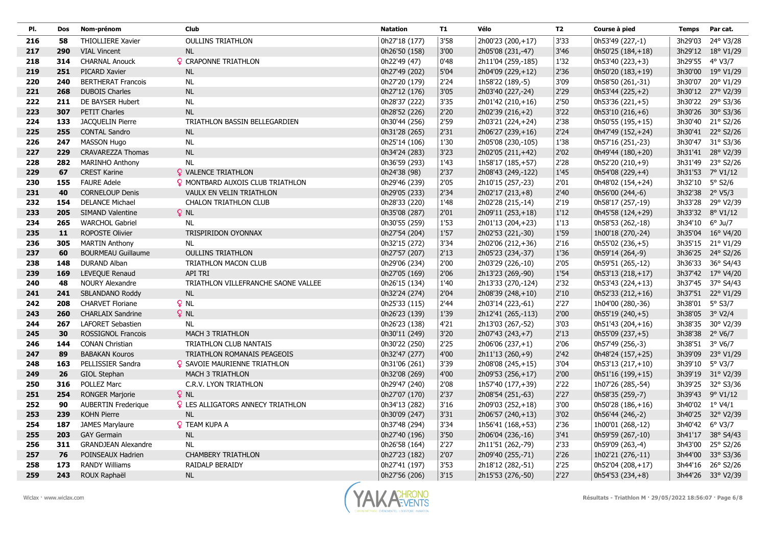| Pl. | Dos | Nom-prénom | Club | Natation | T1 | Vélo | T2 | Course à pied | Temps | Par cat. |
|---|---|---|---|---|---|---|---|---|---|---|
| 216 | 58 | THIOLLIERE Xavier | OULLINS TRIATHLON | 0h27'18 (177) | 3'58 | 2h00'23 (200,+17) | 3'33 | 0h53'49 (227,-1) | 3h29'03 | 24° V3/28 |
| 217 | 290 | VIAL Vincent | NL | 0h26'50 (158) | 3'00 | 2h05'08 (231,-47) | 3'46 | 0h50'25 (184,+18) | 3h29'12 | 18° V1/29 |
| 218 | 314 | CHARNAL Anouck | ♀ CRAPONNE TRIATHLON | 0h22'49 (47) | 0'48 | 2h11'04 (259,-185) | 1'32 | 0h53'40 (223,+3) | 3h29'55 | 4° V3/7 |
| 219 | 251 | PICARD Xavier | NL | 0h27'49 (202) | 5'04 | 2h04'09 (229,+12) | 2'36 | 0h50'20 (183,+19) | 3h30'00 | 19° V1/29 |
| 220 | 240 | BERTHERAT Francois | NL | 0h27'20 (179) | 2'24 | 1h58'22 (189,-5) | 3'09 | 0h58'50 (261,-31) | 3h30'07 | 20° V1/29 |
| 221 | 268 | DUBOIS Charles | NL | 0h27'12 (176) | 3'05 | 2h03'40 (227,-24) | 2'29 | 0h53'44 (225,+2) | 3h30'12 | 27° V2/39 |
| 222 | 211 | DE BAYSER Hubert | NL | 0h28'37 (222) | 3'35 | 2h01'42 (210,+16) | 2'50 | 0h53'36 (221,+5) | 3h30'22 | 29° S3/36 |
| 223 | 307 | PETIT Charles | NL | 0h28'52 (226) | 2'20 | 2h02'39 (216,+2) | 3'22 | 0h53'10 (216,+6) | 3h30'26 | 30° S3/36 |
| 224 | 133 | JACQUELIN Pierre | TRIATHLON BASSIN BELLEGARDIEN | 0h30'44 (256) | 2'59 | 2h03'21 (224,+24) | 2'38 | 0h50'55 (195,+15) | 3h30'40 | 21° S2/26 |
| 225 | 255 | CONTAL Sandro | NL | 0h31'28 (265) | 2'31 | 2h06'27 (239,+16) | 2'24 | 0h47'49 (152,+24) | 3h30'41 | 22° S2/26 |
| 226 | 247 | MASSON Hugo | NL | 0h25'14 (106) | 1'30 | 2h05'08 (230,-105) | 1'38 | 0h57'16 (251,-23) | 3h30'47 | 31° S3/36 |
| 227 | 229 | CRAVAREZZA Thomas | NL | 0h34'24 (283) | 3'23 | 2h02'05 (211,+42) | 2'02 | 0h49'44 (180,+20) | 3h31'41 | 28° V2/39 |
| 228 | 282 | MARINHO Anthony | NL | 0h36'59 (293) | 1'43 | 1h58'17 (185,+57) | 2'28 | 0h52'20 (210,+9) | 3h31'49 | 23° S2/26 |
| 229 | 67 | CREST Karine | ♀ VALENCE TRIATHLON | 0h24'38 (98) | 2'37 | 2h08'43 (249,-122) | 1'45 | 0h54'08 (229,+4) | 3h31'53 | 7° V1/12 |
| 230 | 155 | FAURE Adele | ♀ MONTBARD AUXOIS CLUB TRIATHLON | 0h29'46 (239) | 2'05 | 2h10'15 (257,-23) | 2'01 | 0h48'02 (154,+24) | 3h32'10 | 5° S2/6 |
| 231 | 40 | CORNELOUP Denis | VAULX EN VELIN TRIATHLON | 0h29'05 (233) | 2'34 | 2h02'17 (213,+8) | 2'40 | 0h56'00 (244,-6) | 3h32'38 | 2° V5/3 |
| 232 | 154 | DELANCE Michael | CHALON TRIATHLON CLUB | 0h28'33 (220) | 1'48 | 2h02'28 (215,-14) | 2'19 | 0h58'17 (257,-19) | 3h33'28 | 29° V2/39 |
| 233 | 205 | SIMAND Valentine | ♀ NL | 0h35'08 (287) | 2'01 | 2h09'11 (253,+18) | 1'12 | 0h45'58 (124,+29) | 3h33'32 | 8° V1/12 |
| 234 | 265 | WARCHOL Gabriel | NL | 0h30'55 (259) | 1'53 | 2h01'13 (204,+23) | 1'13 | 0h58'53 (262,-18) | 3h34'10 | 6° Ju/7 |
| 235 | 11 | ROPOSTE Olivier | TRISPIRIDON OYONNAX | 0h27'54 (204) | 1'57 | 2h02'53 (221,-30) | 1'59 | 1h00'18 (270,-24) | 3h35'04 | 16° V4/20 |
| 236 | 305 | MARTIN Anthony | NL | 0h32'15 (272) | 3'34 | 2h02'06 (212,+36) | 2'16 | 0h55'02 (236,+5) | 3h35'15 | 21° V1/29 |
| 237 | 60 | BOURMEAU Guillaume | OULLINS TRIATHLON | 0h27'57 (207) | 2'13 | 2h05'23 (234,-37) | 1'36 | 0h59'14 (264,-9) | 3h36'25 | 24° S2/26 |
| 238 | 148 | DURAND Alban | TRIATHLON MACON CLUB | 0h29'06 (234) | 2'00 | 2h03'29 (226,-10) | 2'05 | 0h59'51 (265,-12) | 3h36'33 | 36° S4/43 |
| 239 | 169 | LEVEQUE Renaud | API TRI | 0h27'05 (169) | 2'06 | 2h13'23 (269,-90) | 1'54 | 0h53'13 (218,+17) | 3h37'42 | 17° V4/20 |
| 240 | 48 | NOURY Alexandre | TRIATHLON VILLEFRANCHE SAONE VALLEE | 0h26'15 (134) | 1'40 | 2h13'33 (270,-124) | 2'32 | 0h53'43 (224,+13) | 3h37'45 | 37° S4/43 |
| 241 | 241 | SBLANDANO Roddy | NL | 0h32'24 (274) | 2'04 | 2h08'39 (248,+10) | 2'10 | 0h52'33 (212,+16) | 3h37'51 | 22° V1/29 |
| 242 | 208 | CHARVET Floriane | ♀ NL | 0h25'33 (115) | 2'44 | 2h03'14 (223,-61) | 2'27 | 1h04'00 (280,-36) | 3h38'01 | 5° S3/7 |
| 243 | 260 | CHARLAIX Sandrine | ♀ NL | 0h26'23 (139) | 1'39 | 2h12'41 (265,-113) | 2'00 | 0h55'19 (240,+5) | 3h38'05 | 3° V2/4 |
| 244 | 267 | LAFORET Sebastien | NL | 0h26'23 (138) | 4'21 | 2h13'03 (267,-52) | 3'03 | 0h51'43 (204,+16) | 3h38'35 | 30° V2/39 |
| 245 | 30 | ROSSIGNOL Francois | MACH 3 TRIATHLON | 0h30'11 (249) | 3'20 | 2h07'43 (243,+7) | 2'13 | 0h55'09 (237,+5) | 3h38'38 | 2° V6/7 |
| 246 | 144 | CONAN Christian | TRIATHLON CLUB NANTAIS | 0h30'22 (250) | 2'25 | 2h06'06 (237,+1) | 2'06 | 0h57'49 (256,-3) | 3h38'51 | 3° V6/7 |
| 247 | 89 | BABAKAN Kouros | TRIATHLON ROMANAIS PEAGEOIS | 0h32'47 (277) | 4'00 | 2h11'13 (260,+9) | 2'42 | 0h48'24 (157,+25) | 3h39'09 | 23° V1/29 |
| 248 | 163 | PELLISSIER Sandra | ♀ SAVOIE MAURIENNE TRIATHLON | 0h31'06 (261) | 3'39 | 2h08'08 (245,+15) | 3'04 | 0h53'13 (217,+10) | 3h39'10 | 5° V3/7 |
| 249 | 26 | GIOL Stephan | MACH 3 TRIATHLON | 0h32'08 (269) | 4'00 | 2h09'53 (256,+17) | 2'00 | 0h51'16 (199,+15) | 3h39'19 | 31° V2/39 |
| 250 | 316 | POLLEZ Marc | C.R.V. LYON TRIATHLON | 0h29'47 (240) | 2'08 | 1h57'40 (177,+39) | 2'22 | 1h07'26 (285,-54) | 3h39'25 | 32° S3/36 |
| 251 | 254 | RONGER Marjorie | ♀ NL | 0h27'07 (170) | 2'37 | 2h08'54 (251,-63) | 2'27 | 0h58'35 (259,-7) | 3h39'43 | 9° V1/12 |
| 252 | 90 | AUBERTIN Frederique | ♀ LES ALLIGATORS ANNECY TRIATHLON | 0h34'13 (282) | 3'16 | 2h09'03 (252,+18) | 3'00 | 0h50'28 (186,+16) | 3h40'02 | 1° V4/1 |
| 253 | 239 | KOHN Pierre | NL | 0h30'09 (247) | 3'31 | 2h06'57 (240,+13) | 3'02 | 0h56'44 (246,-2) | 3h40'25 | 32° V2/39 |
| 254 | 187 | JAMES Marylaure | ♀ TEAM KUPA A | 0h37'48 (294) | 3'34 | 1h56'41 (168,+53) | 2'36 | 1h00'01 (268,-12) | 3h40'42 | 6° V3/7 |
| 255 | 203 | GAY Germain | NL | 0h27'40 (196) | 3'50 | 2h06'04 (236,-16) | 3'41 | 0h59'59 (267,-10) | 3h41'17 | 38° S4/43 |
| 256 | 311 | GRANDJEAN Alexandre | NL | 0h26'58 (164) | 2'27 | 2h11'51 (262,-79) | 2'33 | 0h59'09 (263,-4) | 3h43'00 | 25° S2/26 |
| 257 | 76 | POINSEAUX Hadrien | CHAMBERY TRIATHLON | 0h27'23 (182) | 2'07 | 2h09'40 (255,-71) | 2'26 | 1h02'21 (276,-11) | 3h44'00 | 33° S3/36 |
| 258 | 173 | RANDY Williams | RAIDALP BERAIDY | 0h27'41 (197) | 3'53 | 2h18'12 (282,-51) | 2'25 | 0h52'04 (208,+17) | 3h44'16 | 26° S2/26 |
| 259 | 243 | ROUX Raphaël | NL | 0h27'56 (206) | 3'15 | 2h15'53 (276,-50) | 2'27 | 0h54'53 (234,+8) | 3h44'26 | 33° V2/39 |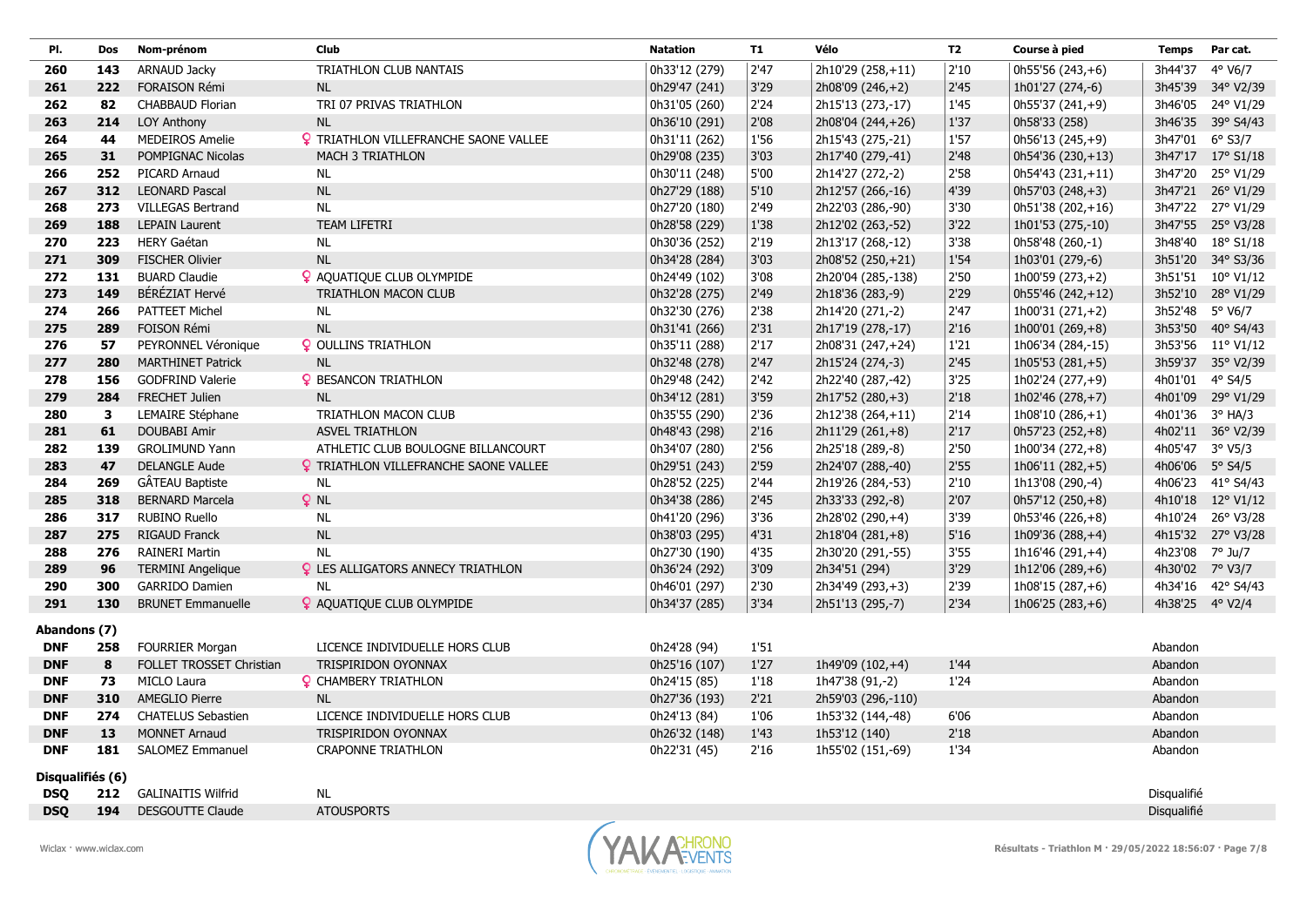| Pl. | Dos | Nom-prénom | Club | Natation | T1 | Vélo | T2 | Course à pied | Temps | Par cat. |
|---|---|---|---|---|---|---|---|---|---|---|
| 260 | 143 | ARNAUD Jacky | TRIATHLON CLUB NANTAIS | 0h33'12 (279) | 2'47 | 2h10'29 (258,+11) | 2'10 | 0h55'56 (243,+6) | 3h44'37 | 4° V6/7 |
| 261 | 222 | FORAISON Rémi | NL | 0h29'47 (241) | 3'29 | 2h08'09 (246,+2) | 2'45 | 1h01'27 (274,-6) | 3h45'39 | 34° V2/39 |
| 262 | 82 | CHABBAUD Florian | TRI 07 PRIVAS TRIATHLON | 0h31'05 (260) | 2'24 | 2h15'13 (273,-17) | 1'45 | 0h55'37 (241,+9) | 3h46'05 | 24° V1/29 |
| 263 | 214 | LOY Anthony | NL | 0h36'10 (291) | 2'08 | 2h08'04 (244,+26) | 1'37 | 0h58'33 (258) | 3h46'35 | 39° S4/43 |
| 264 | 44 | MEDEIROS Amelie | ♀ TRIATHLON VILLEFRANCHE SAONE VALLEE | 0h31'11 (262) | 1'56 | 2h15'43 (275,-21) | 1'57 | 0h56'13 (245,+9) | 3h47'01 | 6° S3/7 |
| 265 | 31 | POMPIGNAC Nicolas | MACH 3 TRIATHLON | 0h29'08 (235) | 3'03 | 2h17'40 (279,-41) | 2'48 | 0h54'36 (230,+13) | 3h47'17 | 17° S1/18 |
| 266 | 252 | PICARD Arnaud | NL | 0h30'11 (248) | 5'00 | 2h14'27 (272,-2) | 2'58 | 0h54'43 (231,+11) | 3h47'20 | 25° V1/29 |
| 267 | 312 | LEONARD Pascal | NL | 0h27'29 (188) | 5'10 | 2h12'57 (266,-16) | 4'39 | 0h57'03 (248,+3) | 3h47'21 | 26° V1/29 |
| 268 | 273 | VILLEGAS Bertrand | NL | 0h27'20 (180) | 2'49 | 2h22'03 (286,-90) | 3'30 | 0h51'38 (202,+16) | 3h47'22 | 27° V1/29 |
| 269 | 188 | LEPAIN Laurent | TEAM LIFETRI | 0h28'58 (229) | 1'38 | 2h12'02 (263,-52) | 3'22 | 1h01'53 (275,-10) | 3h47'55 | 25° V3/28 |
| 270 | 223 | HERY Gaétan | NL | 0h30'36 (252) | 2'19 | 2h13'17 (268,-12) | 3'38 | 0h58'48 (260,-1) | 3h48'40 | 18° S1/18 |
| 271 | 309 | FISCHER Olivier | NL | 0h34'28 (284) | 3'03 | 2h08'52 (250,+21) | 1'54 | 1h03'01 (279,-6) | 3h51'20 | 34° S3/36 |
| 272 | 131 | BUARD Claudie | ♀ AQUATIQUE CLUB OLYMPIDE | 0h24'49 (102) | 3'08 | 2h20'04 (285,-138) | 2'50 | 1h00'59 (273,+2) | 3h51'51 | 10° V1/12 |
| 273 | 149 | BÉRÉZIAT Hervé | TRIATHLON MACON CLUB | 0h32'28 (275) | 2'49 | 2h18'36 (283,-9) | 2'29 | 0h55'46 (242,+12) | 3h52'10 | 28° V1/29 |
| 274 | 266 | PATTEET Michel | NL | 0h32'30 (276) | 2'38 | 2h14'20 (271,-2) | 2'47 | 1h00'31 (271,+2) | 3h52'48 | 5° V6/7 |
| 275 | 289 | FOISON Rémi | NL | 0h31'41 (266) | 2'31 | 2h17'19 (278,-17) | 2'16 | 1h00'01 (269,+8) | 3h53'50 | 40° S4/43 |
| 276 | 57 | PEYRONNEL Véronique | ♀ OULLINS TRIATHLON | 0h35'11 (288) | 2'17 | 2h08'31 (247,+24) | 1'21 | 1h06'34 (284,-15) | 3h53'56 | 11° V1/12 |
| 277 | 280 | MARTHINET Patrick | NL | 0h32'48 (278) | 2'47 | 2h15'24 (274,-3) | 2'45 | 1h05'53 (281,+5) | 3h59'37 | 35° V2/39 |
| 278 | 156 | GODFRIND Valerie | ♀ BESANCON TRIATHLON | 0h29'48 (242) | 2'42 | 2h22'40 (287,-42) | 3'25 | 1h02'24 (277,+9) | 4h01'01 | 4° S4/5 |
| 279 | 284 | FRECHET Julien | NL | 0h34'12 (281) | 3'59 | 2h17'52 (280,+3) | 2'18 | 1h02'46 (278,+7) | 4h01'09 | 29° V1/29 |
| 280 | 3 | LEMAIRE Stéphane | TRIATHLON MACON CLUB | 0h35'55 (290) | 2'36 | 2h12'38 (264,+11) | 2'14 | 1h08'10 (286,+1) | 4h01'36 | 3° HA/3 |
| 281 | 61 | DOUBABI Amir | ASVEL TRIATHLON | 0h48'43 (298) | 2'16 | 2h11'29 (261,+8) | 2'17 | 0h57'23 (252,+8) | 4h02'11 | 36° V2/39 |
| 282 | 139 | GROLIMUND Yann | ATHLETIC CLUB BOULOGNE BILLANCOURT | 0h34'07 (280) | 2'56 | 2h25'18 (289,-8) | 2'50 | 1h00'34 (272,+8) | 4h05'47 | 3° V5/3 |
| 283 | 47 | DELANGLE Aude | ♀ TRIATHLON VILLEFRANCHE SAONE VALLEE | 0h29'51 (243) | 2'59 | 2h24'07 (288,-40) | 2'55 | 1h06'11 (282,+5) | 4h06'06 | 5° S4/5 |
| 284 | 269 | GÂTEAU Baptiste | NL | 0h28'52 (225) | 2'44 | 2h19'26 (284,-53) | 2'10 | 1h13'08 (290,-4) | 4h06'23 | 41° S4/43 |
| 285 | 318 | BERNARD Marcela | ♀ NL | 0h34'38 (286) | 2'45 | 2h33'33 (292,-8) | 2'07 | 0h57'12 (250,+8) | 4h10'18 | 12° V1/12 |
| 286 | 317 | RUBINO Ruello | NL | 0h41'20 (296) | 3'36 | 2h28'02 (290,+4) | 3'39 | 0h53'46 (226,+8) | 4h10'24 | 26° V3/28 |
| 287 | 275 | RIGAUD Franck | NL | 0h38'03 (295) | 4'31 | 2h18'04 (281,+8) | 5'16 | 1h09'36 (288,+4) | 4h15'32 | 27° V3/28 |
| 288 | 276 | RAINERI Martin | NL | 0h27'30 (190) | 4'35 | 2h30'20 (291,-55) | 3'55 | 1h16'46 (291,+4) | 4h23'08 | 7° Ju/7 |
| 289 | 96 | TERMINI Angelique | ♀ LES ALLIGATORS ANNECY TRIATHLON | 0h36'24 (292) | 3'09 | 2h34'51 (294) | 3'29 | 1h12'06 (289,+6) | 4h30'02 | 7° V3/7 |
| 290 | 300 | GARRIDO Damien | NL | 0h46'01 (297) | 2'30 | 2h34'49 (293,+3) | 2'39 | 1h08'15 (287,+6) | 4h34'16 | 42° S4/43 |
| 291 | 130 | BRUNET Emmanuelle | ♀ AQUATIQUE CLUB OLYMPIDE | 0h34'37 (285) | 3'34 | 2h51'13 (295,-7) | 2'34 | 1h06'25 (283,+6) | 4h38'25 | 4° V2/4 |

**Abandons (7)**

| Pl. | Dos | Nom-prénom | Club | Natation | T1 | Vélo | T2 | Course à pied | Temps | Par cat. |
|---|---|---|---|---|---|---|---|---|---|---|
| DNF | 258 | FOURRIER Morgan | LICENCE INDIVIDUELLE HORS CLUB | 0h24'28 (94) | 1'51 | | | | Abandon | |
| DNF | 8 | FOLLET TROSSET Christian | TRISPIRIDON OYONNAX | 0h25'16 (107) | 1'27 | 1h49'09 (102,+4) | 1'44 | | Abandon | |
| DNF | 73 | MICLO Laura | ♀ CHAMBERY TRIATHLON | 0h24'15 (85) | 1'18 | 1h47'38 (91,-2) | 1'24 | | Abandon | |
| DNF | 310 | AMEGLIO Pierre | NL | 0h27'36 (193) | 2'21 | 2h59'03 (296,-110) | | | Abandon | |
| DNF | 274 | CHATELUS Sebastien | LICENCE INDIVIDUELLE HORS CLUB | 0h24'13 (84) | 1'06 | 1h53'32 (144,-48) | 6'06 | | Abandon | |
| DNF | 13 | MONNET Arnaud | TRISPIRIDON OYONNAX | 0h26'32 (148) | 1'43 | 1h53'12 (140) | 2'18 | | Abandon | |
| DNF | 181 | SALOMEZ Emmanuel | CRAPONNE TRIATHLON | 0h22'31 (45) | 2'16 | 1h55'02 (151,-69) | 1'34 | | Abandon | |

**Disqualifiés (6)**

| Pl. | Dos | Nom-prénom | Club | Natation | T1 | Vélo | T2 | Course à pied | Temps | Par cat. |
|---|---|---|---|---|---|---|---|---|---|---|
| DSQ | 212 | GALINAITIS Wilfrid | NL | | | | | | Disqualifié | |
| DSQ | 194 | DESGOUTTE Claude | ATOUSPORTS | | | | | | Disqualifié | |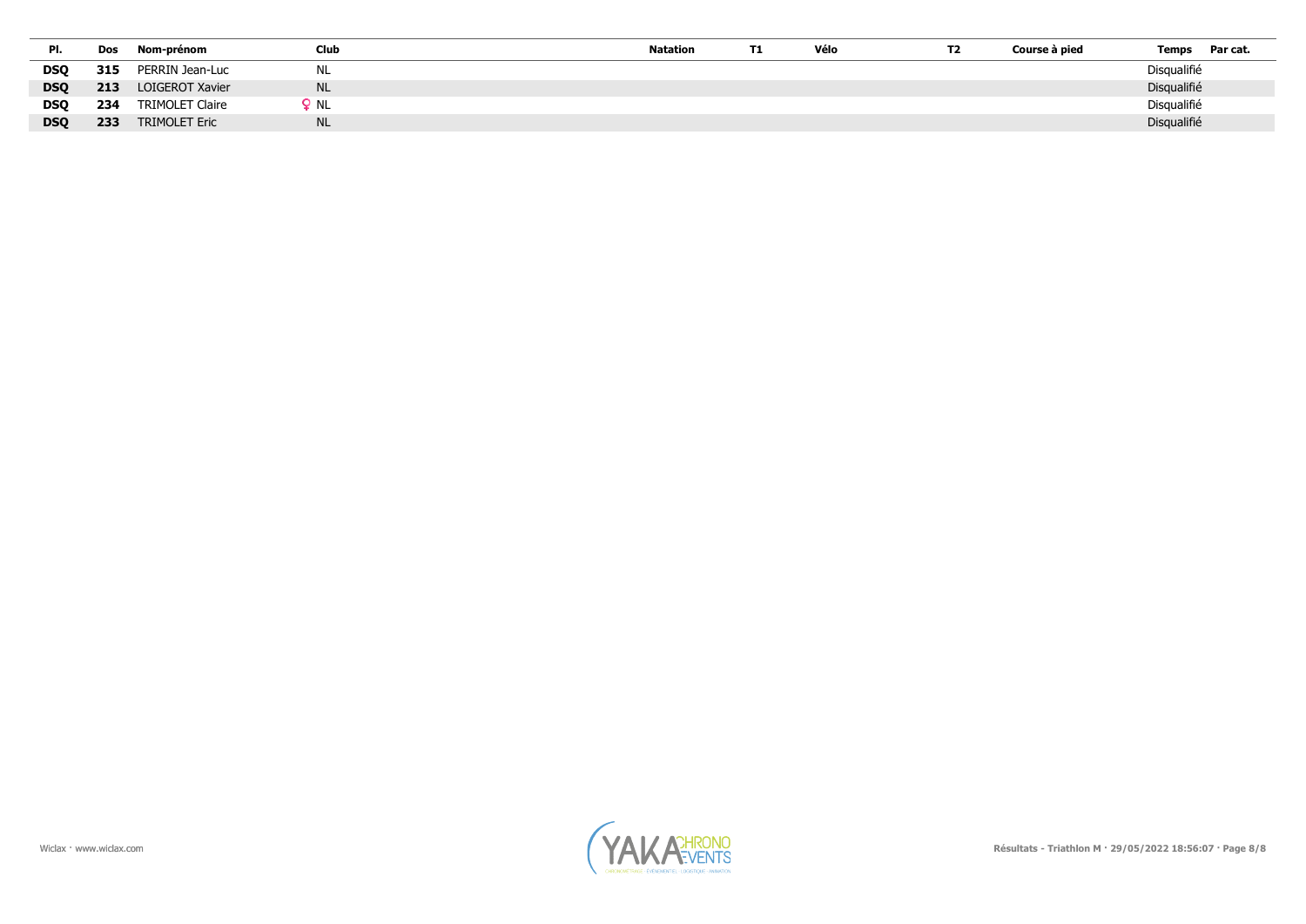| Pl. | Dos | Nom-prénom | Club | Natation | T1 | Vélo | T2 | Course à pied | Temps | Par cat. |
|---|---|---|---|---|---|---|---|---|---|---|
| **DSQ** | **315** | PERRIN Jean-Luc | NL | | | | | | Disqualifié | |
| **DSQ** | **213** | LOIGEROT Xavier | NL | | | | | | Disqualifié | |
| **DSQ** | **234** | TRIMOLET Claire | ♀ NL | | | | | | Disqualifié | |
| **DSQ** | **233** | TRIMOLET Eric | NL | | | | | | Disqualifié | |